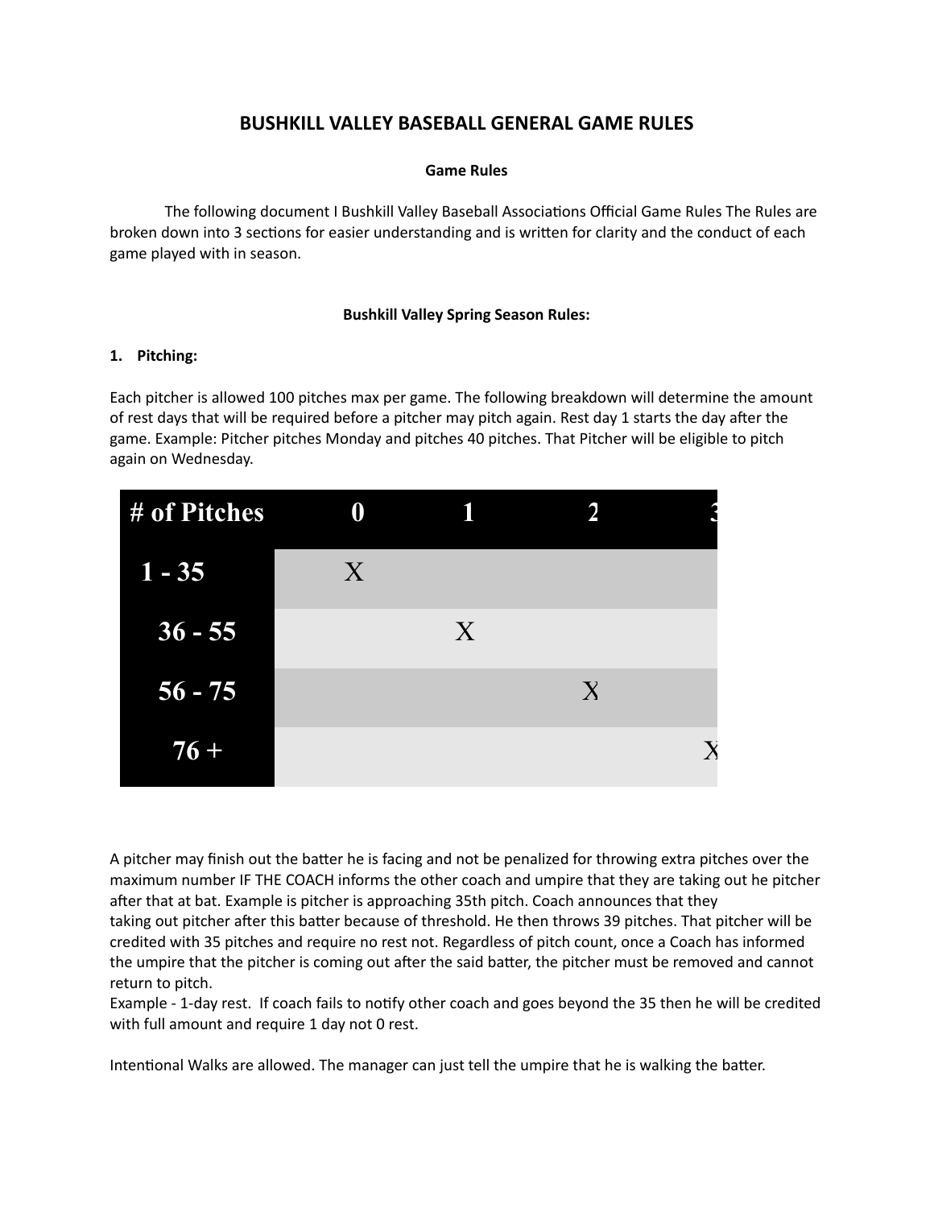# BUSHKILL VALLEY BASEBALL GENERAL GAME RULES

**Game Rules**

The following document I Bushkill Valley Baseball Associations Official Game Rules The Rules are broken down into 3 sections for easier understanding and is written for clarity and the conduct of each game played with in season.

**Bushkill Valley Spring Season Rules:**

**1. Pitching:**

Each pitcher is allowed 100 pitches max per game. The following breakdown will determine the amount of rest days that will be required before a pitcher may pitch again. Rest day 1 starts the day after the game. Example: Pitcher pitches Monday and pitches 40 pitches. That Pitcher will be eligible to pitch again on Wednesday.

| # of Pitches | 0 | 1 | 2 | 3 |
| --- | --- | --- | --- | --- |
| 1 - 35 | X | | | |
| 36 - 55 | | X | | |
| 56 - 75 | | | X | |
| 76 + | | | | X |

A pitcher may finish out the batter he is facing and not be penalized for throwing extra pitches over the maximum number IF THE COACH informs the other coach and umpire that they are taking out he pitcher after that at bat. Example is pitcher is approaching 35th pitch. Coach announces that they taking out pitcher after this batter because of threshold. He then throws 39 pitches. That pitcher will be credited with 35 pitches and require no rest not. Regardless of pitch count, once a Coach has informed the umpire that the pitcher is coming out after the said batter, the pitcher must be removed and cannot return to pitch.
Example - 1-day rest. If coach fails to notify other coach and goes beyond the 35 then he will be credited with full amount and require 1 day not 0 rest.

Intentional Walks are allowed. The manager can just tell the umpire that he is walking the batter.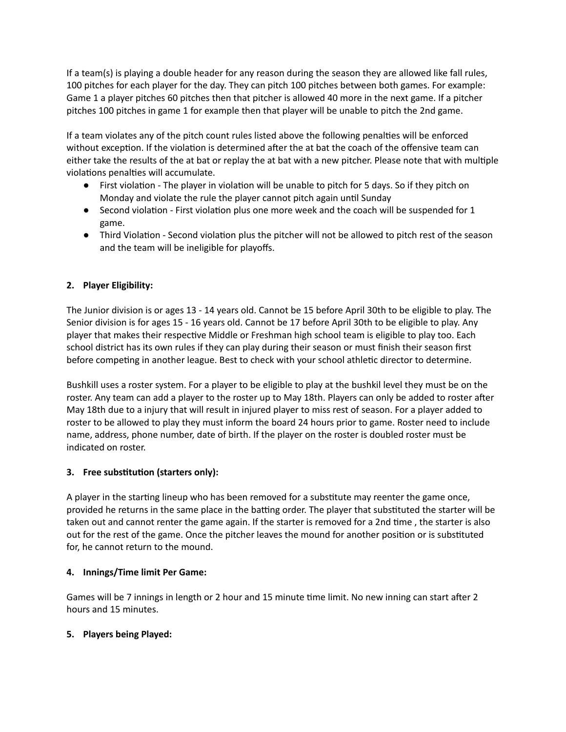If a team(s) is playing a double header for any reason during the season they are allowed like fall rules, 100 pitches for each player for the day. They can pitch 100 pitches between both games. For example: Game 1 a player pitches 60 pitches then that pitcher is allowed 40 more in the next game. If a pitcher pitches 100 pitches in game 1 for example then that player will be unable to pitch the 2nd game.

If a team violates any of the pitch count rules listed above the following penalties will be enforced without exception. If the violation is determined after the at bat the coach of the offensive team can either take the results of the at bat or replay the at bat with a new pitcher. Please note that with multiple violations penalties will accumulate.

- First violation - The player in violation will be unable to pitch for 5 days. So if they pitch on Monday and violate the rule the player cannot pitch again until Sunday
- Second violation - First violation plus one more week and the coach will be suspended for 1 game.
- Third Violation - Second violation plus the pitcher will not be allowed to pitch rest of the season and the team will be ineligible for playoffs.

**2. Player Eligibility:**

The Junior division is or ages 13 - 14 years old. Cannot be 15 before April 30th to be eligible to play. The Senior division is for ages 15 - 16 years old. Cannot be 17 before April 30th to be eligible to play. Any player that makes their respective Middle or Freshman high school team is eligible to play too. Each school district has its own rules if they can play during their season or must finish their season first before competing in another league. Best to check with your school athletic director to determine.

Bushkill uses a roster system. For a player to be eligible to play at the bushkil level they must be on the roster. Any team can add a player to the roster up to May 18th. Players can only be added to roster after May 18th due to a injury that will result in injured player to miss rest of season. For a player added to roster to be allowed to play they must inform the board 24 hours prior to game. Roster need to include name, address, phone number, date of birth. If the player on the roster is doubled roster must be indicated on roster.

**3. Free substitution (starters only):**

A player in the starting lineup who has been removed for a substitute may reenter the game once, provided he returns in the same place in the batting order. The player that substituted the starter will be taken out and cannot renter the game again. If the starter is removed for a 2nd time , the starter is also out for the rest of the game. Once the pitcher leaves the mound for another position or is substituted for, he cannot return to the mound.

**4. Innings/Time limit Per Game:**

Games will be 7 innings in length or 2 hour and 15 minute time limit. No new inning can start after 2 hours and 15 minutes.

**5. Players being Played:**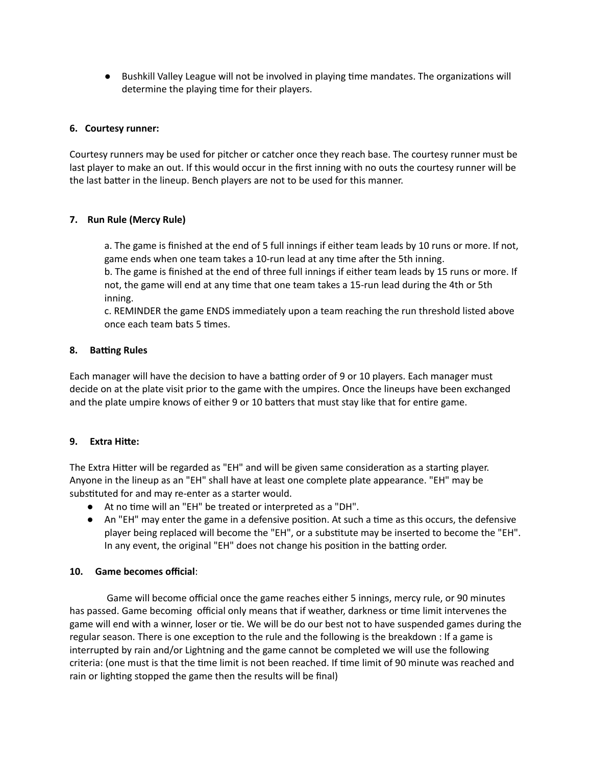- Bushkill Valley League will not be involved in playing time mandates. The organizations will determine the playing time for their players.

**6. Courtesy runner:**

Courtesy runners may be used for pitcher or catcher once they reach base. The courtesy runner must be last player to make an out. If this would occur in the first inning with no outs the courtesy runner will be the last batter in the lineup. Bench players are not to be used for this manner.

**7. Run Rule (Mercy Rule)**

a. The game is finished at the end of 5 full innings if either team leads by 10 runs or more. If not, game ends when one team takes a 10-run lead at any time after the 5th inning.
b. The game is finished at the end of three full innings if either team leads by 15 runs or more. If not, the game will end at any time that one team takes a 15-run lead during the 4th or 5th inning.
c. REMINDER the game ENDS immediately upon a team reaching the run threshold listed above once each team bats 5 times.

**8. Batting Rules**

Each manager will have the decision to have a batting order of 9 or 10 players. Each manager must decide on at the plate visit prior to the game with the umpires. Once the lineups have been exchanged and the plate umpire knows of either 9 or 10 batters that must stay like that for entire game.

**9. Extra Hitte:**

The Extra Hitter will be regarded as "EH" and will be given same consideration as a starting player. Anyone in the lineup as an "EH" shall have at least one complete plate appearance. "EH" may be substituted for and may re-enter as a starter would.

- At no time will an "EH" be treated or interpreted as a "DH".
- An "EH" may enter the game in a defensive position. At such a time as this occurs, the defensive player being replaced will become the "EH", or a substitute may be inserted to become the "EH". In any event, the original "EH" does not change his position in the batting order.

**10. Game becomes official**:

Game will become official once the game reaches either 5 innings, mercy rule, or 90 minutes has passed. Game becoming official only means that if weather, darkness or time limit intervenes the game will end with a winner, loser or tie. We will be do our best not to have suspended games during the regular season. There is one exception to the rule and the following is the breakdown : If a game is interrupted by rain and/or Lightning and the game cannot be completed we will use the following criteria: (one must is that the time limit is not been reached. If time limit of 90 minute was reached and rain or lighting stopped the game then the results will be final)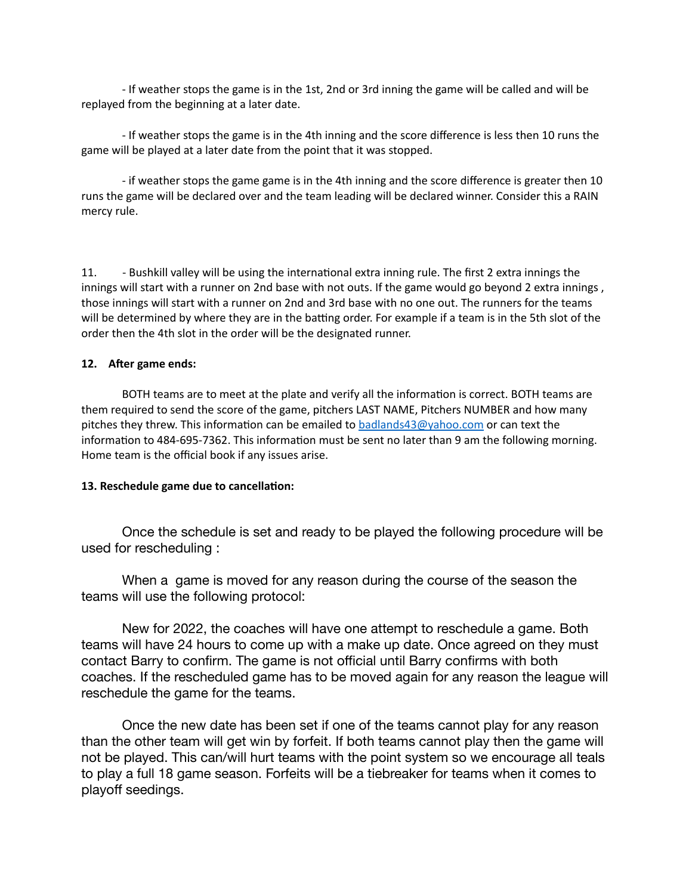- If weather stops the game is in the 1st, 2nd or 3rd inning the game will be called and will be replayed from the beginning at a later date.

- If weather stops the game is in the 4th inning and the score difference is less then 10 runs the game will be played at a later date from the point that it was stopped.

- if weather stops the game game is in the 4th inning and the score difference is greater then 10 runs the game will be declared over and the team leading will be declared winner. Consider this a RAIN mercy rule.

11. - Bushkill valley will be using the international extra inning rule. The first 2 extra innings the innings will start with a runner on 2nd base with not outs. If the game would go beyond 2 extra innings , those innings will start with a runner on 2nd and 3rd base with no one out. The runners for the teams will be determined by where they are in the batting order. For example if a team is in the 5th slot of the order then the 4th slot in the order will be the designated runner.

**12. After game ends:**

BOTH teams are to meet at the plate and verify all the information is correct. BOTH teams are them required to send the score of the game, pitchers LAST NAME, Pitchers NUMBER and how many pitches they threw. This information can be emailed to [badlands43@yahoo.com](mailto:badlands43@yahoo.com) or can text the information to 484-695-7362. This information must be sent no later than 9 am the following morning. Home team is the official book if any issues arise.

**13. Reschedule game due to cancellation:**

Once the schedule is set and ready to be played the following procedure will be used for rescheduling :

When a game is moved for any reason during the course of the season the teams will use the following protocol:

New for 2022, the coaches will have one attempt to reschedule a game. Both teams will have 24 hours to come up with a make up date. Once agreed on they must contact Barry to confirm. The game is not official until Barry confirms with both coaches. If the rescheduled game has to be moved again for any reason the league will reschedule the game for the teams.

Once the new date has been set if one of the teams cannot play for any reason than the other team will get win by forfeit. If both teams cannot play then the game will not be played. This can/will hurt teams with the point system so we encourage all teals to play a full 18 game season. Forfeits will be a tiebreaker for teams when it comes to playoff seedings.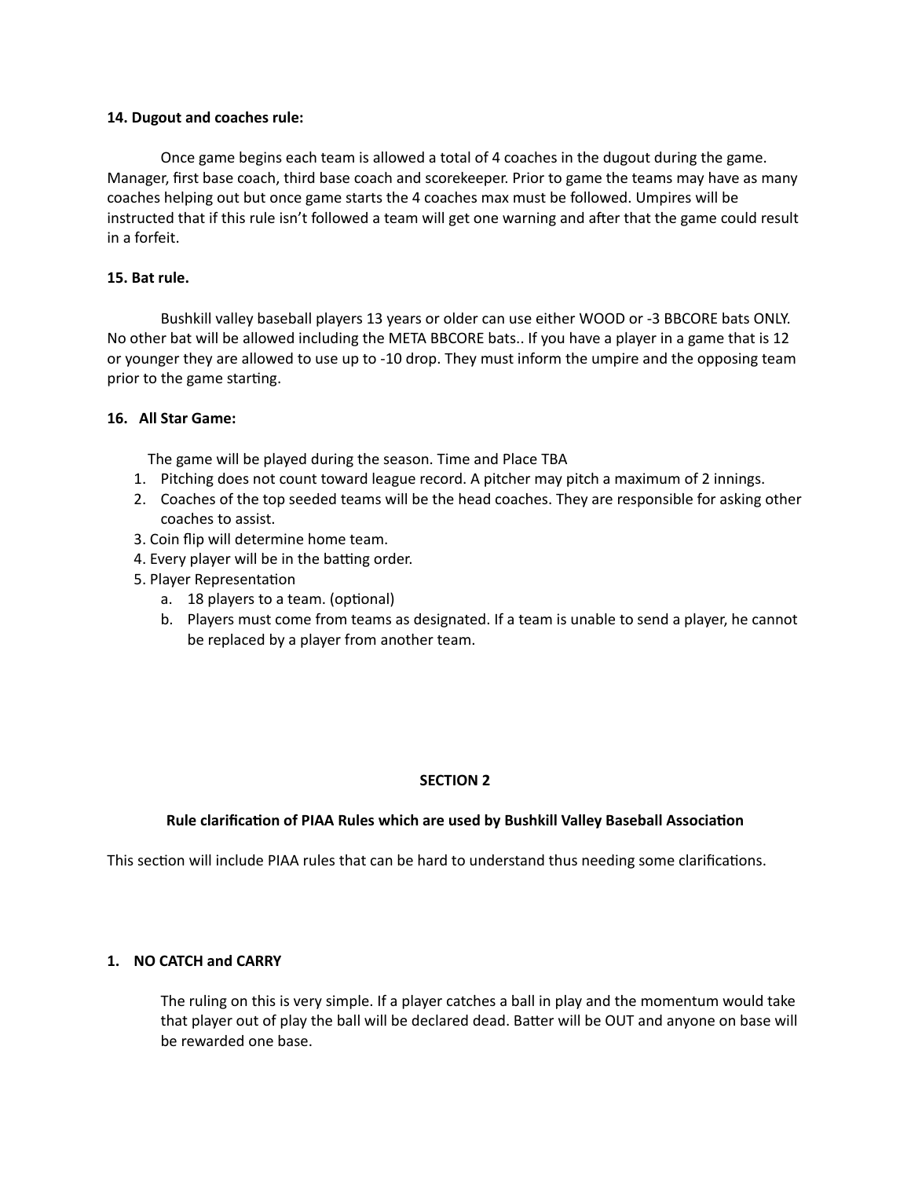**14. Dugout and coaches rule:**

Once game begins each team is allowed a total of 4 coaches in the dugout during the game. Manager, first base coach, third base coach and scorekeeper. Prior to game the teams may have as many coaches helping out but once game starts the 4 coaches max must be followed. Umpires will be instructed that if this rule isn't followed a team will get one warning and after that the game could result in a forfeit.

**15. Bat rule.**

Bushkill valley baseball players 13 years or older can use either WOOD or -3 BBCORE bats ONLY. No other bat will be allowed including the META BBCORE bats.. If you have a player in a game that is 12 or younger they are allowed to use up to -10 drop. They must inform the umpire and the opposing team prior to the game starting.

**16. All Star Game:**

The game will be played during the season. Time and Place TBA

1. Pitching does not count toward league record. A pitcher may pitch a maximum of 2 innings.
2. Coaches of the top seeded teams will be the head coaches. They are responsible for asking other coaches to assist.
3. Coin flip will determine home team.
4. Every player will be in the batting order.
5. Player Representation
    a. 18 players to a team. (optional)
    b. Players must come from teams as designated. If a team is unable to send a player, he cannot be replaced by a player from another team.

## SECTION 2

### Rule clarification of PIAA Rules which are used by Bushkill Valley Baseball Association

This section will include PIAA rules that can be hard to understand thus needing some clarifications.

**1. NO CATCH and CARRY**

The ruling on this is very simple. If a player catches a ball in play and the momentum would take that player out of play the ball will be declared dead. Batter will be OUT and anyone on base will be rewarded one base.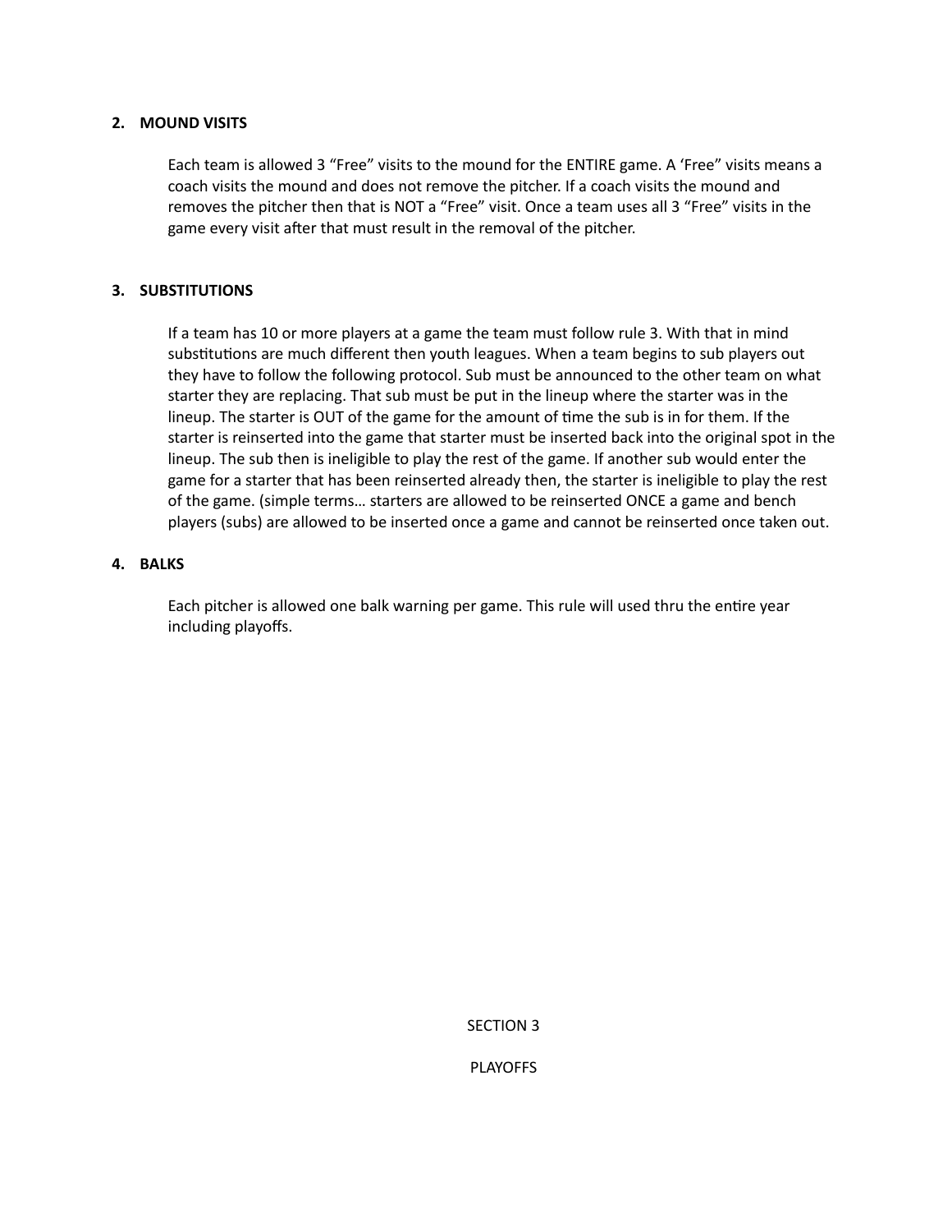## 2. MOUND VISITS

Each team is allowed 3 "Free" visits to the mound for the ENTIRE game. A 'Free" visits means a coach visits the mound and does not remove the pitcher. If a coach visits the mound and removes the pitcher then that is NOT a "Free" visit. Once a team uses all 3 "Free" visits in the game every visit after that must result in the removal of the pitcher.

## 3. SUBSTITUTIONS

If a team has 10 or more players at a game the team must follow rule 3. With that in mind substitutions are much different then youth leagues. When a team begins to sub players out they have to follow the following protocol. Sub must be announced to the other team on what starter they are replacing. That sub must be put in the lineup where the starter was in the lineup. The starter is OUT of the game for the amount of time the sub is in for them. If the starter is reinserted into the game that starter must be inserted back into the original spot in the lineup. The sub then is ineligible to play the rest of the game. If another sub would enter the game for a starter that has been reinserted already then, the starter is ineligible to play the rest of the game. (simple terms… starters are allowed to be reinserted ONCE a game and bench players (subs) are allowed to be inserted once a game and cannot be reinserted once taken out.

## 4. BALKS

Each pitcher is allowed one balk warning per game. This rule will used thru the entire year including playoffs.

# SECTION 3

# PLAYOFFS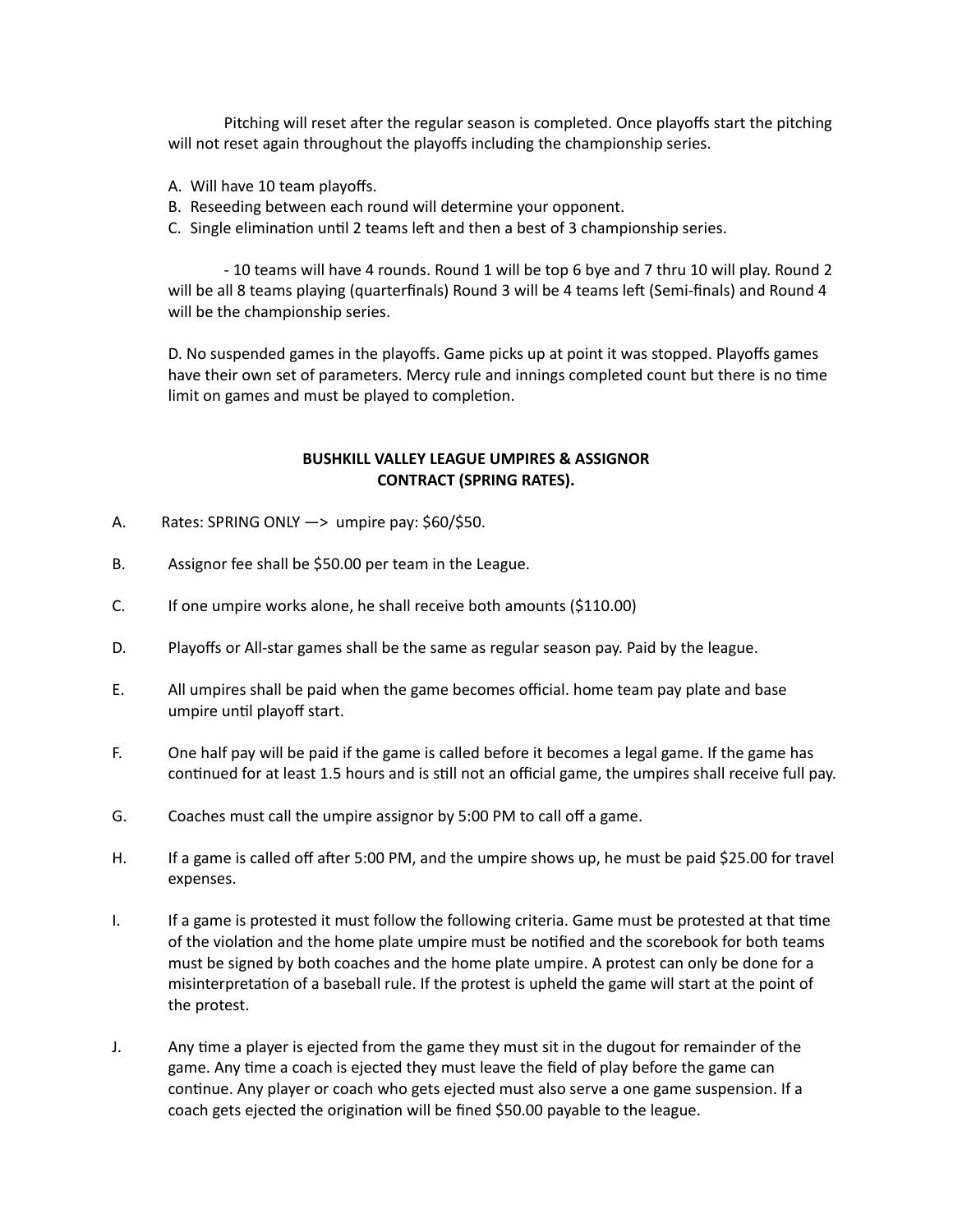Pitching will reset after the regular season is completed. Once playoffs start the pitching will not reset again throughout the playoffs including the championship series.

A. Will have 10 team playoffs.
B. Reseeding between each round will determine your opponent.
C. Single elimination until 2 teams left and then a best of 3 championship series.

- 10 teams will have 4 rounds. Round 1 will be top 6 bye and 7 thru 10 will play. Round 2 will be all 8 teams playing (quarterfinals) Round 3 will be 4 teams left (Semi-finals) and Round 4 will be the championship series.

D. No suspended games in the playoffs. Game picks up at point it was stopped. Playoffs games have their own set of parameters. Mercy rule and innings completed count but there is no time limit on games and must be played to completion.

**BUSHKILL VALLEY LEAGUE UMPIRES & ASSIGNOR CONTRACT (SPRING RATES).**

A. Rates: SPRING ONLY —> umpire pay: $60/$50.

B. Assignor fee shall be $50.00 per team in the League.

C. If one umpire works alone, he shall receive both amounts ($110.00)

D. Playoffs or All-star games shall be the same as regular season pay. Paid by the league.

E. All umpires shall be paid when the game becomes official. home team pay plate and base umpire until playoff start.

F. One half pay will be paid if the game is called before it becomes a legal game. If the game has continued for at least 1.5 hours and is still not an official game, the umpires shall receive full pay.

G. Coaches must call the umpire assignor by 5:00 PM to call off a game.

H. If a game is called off after 5:00 PM, and the umpire shows up, he must be paid $25.00 for travel expenses.

I. If a game is protested it must follow the following criteria. Game must be protested at that time of the violation and the home plate umpire must be notified and the scorebook for both teams must be signed by both coaches and the home plate umpire. A protest can only be done for a misinterpretation of a baseball rule. If the protest is upheld the game will start at the point of the protest.

J. Any time a player is ejected from the game they must sit in the dugout for remainder of the game. Any time a coach is ejected they must leave the field of play before the game can continue. Any player or coach who gets ejected must also serve a one game suspension. If a coach gets ejected the origination will be fined $50.00 payable to the league.